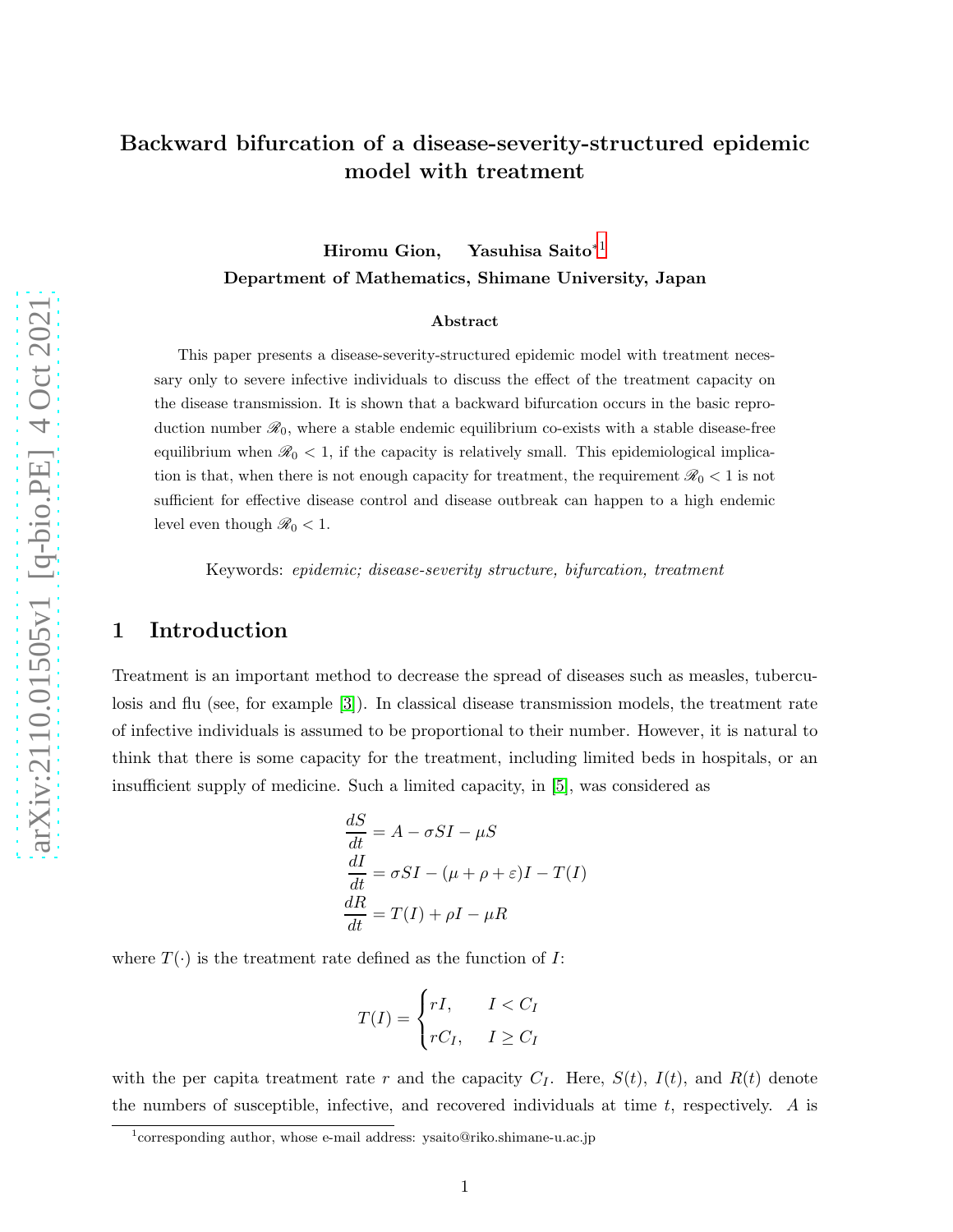# Backward bifurcation of a disease-severity-structured epidemic model with treatment

**Hiromu Gion, Yasuhisa Saito**[*1]

**Department of Mathematics, Shimane University, Japan**

### Abstract

This paper presents a disease-severity-structured epidemic model with treatment necessary only to severe infective individuals to discuss the effect of the treatment capacity on the disease transmission. It is shown that a backward bifurcation occurs in the basic reproduction number $\mathscr{R}_0$, where a stable endemic equilibrium co-exists with a stable disease-free equilibrium when $\mathscr{R}_0 < 1$, if the capacity is relatively small. This epidemiological implication is that, when there is not enough capacity for treatment, the requirement $\mathscr{R}_0 < 1$ is not sufficient for effective disease control and disease outbreak can happen to a high endemic level even though $\mathscr{R}_0 < 1$.

Keywords: *epidemic; disease-severity structure, bifurcation, treatment*

## 1 Introduction

Treatment is an important method to decrease the spread of diseases such as measles, tuberculosis and flu (see, for example [3]). In classical disease transmission models, the treatment rate of infective individuals is assumed to be proportional to their number. However, it is natural to think that there is some capacity for the treatment, including limited beds in hospitals, or an insufficient supply of medicine. Such a limited capacity, in [5], was considered as

$$
\begin{aligned}
\frac{dS}{dt} &= A - \sigma SI - \mu S \\
\frac{dI}{dt} &= \sigma SI - (\mu + \rho + \varepsilon)I - T(I) \\
\frac{dR}{dt} &= T(I) + \rho I - \mu R
\end{aligned}
$$

where $T(\cdot)$ is the treatment rate defined as the function of $I$:

$$
T(I) = \begin{cases} rI, & I < C_I \\ rC_I, & I \geq C_I \end{cases}
$$

with the per capita treatment rate $r$ and the capacity $C_I$. Here, $S(t)$, $I(t)$, and $R(t)$ denote the numbers of susceptible, infective, and recovered individuals at time $t$, respectively. $A$ is

[1]corresponding author, whose e-mail address: ysaito@riko.shimane-u.ac.jp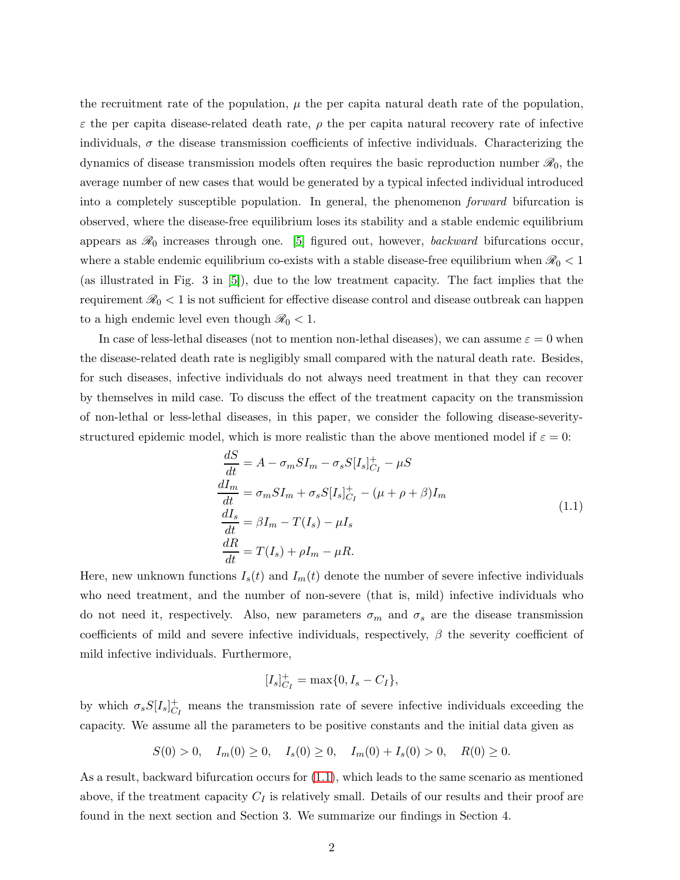the recruitment rate of the population, $\mu$ the per capita natural death rate of the population, $\varepsilon$ the per capita disease-related death rate, $\rho$ the per capita natural recovery rate of infective individuals, $\sigma$ the disease transmission coefficients of infective individuals. Characterizing the dynamics of disease transmission models often requires the basic reproduction number $\mathscr{R}_0$, the average number of new cases that would be generated by a typical infected individual introduced into a completely susceptible population. In general, the phenomenon *forward* bifurcation is observed, where the disease-free equilibrium loses its stability and a stable endemic equilibrium appears as $\mathscr{R}_0$ increases through one. [5] figured out, however, *backward* bifurcations occur, where a stable endemic equilibrium co-exists with a stable disease-free equilibrium when $\mathscr{R}_0 < 1$ (as illustrated in Fig. 3 in [5]), due to the low treatment capacity. The fact implies that the requirement $\mathscr{R}_0 < 1$ is not sufficient for effective disease control and disease outbreak can happen to a high endemic level even though $\mathscr{R}_0 < 1$.

In case of less-lethal diseases (not to mention non-lethal diseases), we can assume $\varepsilon = 0$ when the disease-related death rate is negligibly small compared with the natural death rate. Besides, for such diseases, infective individuals do not always need treatment in that they can recover by themselves in mild case. To discuss the effect of the treatment capacity on the transmission of non-lethal or less-lethal diseases, in this paper, we consider the following disease-severity-structured epidemic model, which is more realistic than the above mentioned model if $\varepsilon = 0$:

$$
\begin{aligned}
\frac{dS}{dt} &= A - \sigma_m S I_m - \sigma_s S [I_s]^+_{C_I} - \mu S \\
\frac{dI_m}{dt} &= \sigma_m S I_m + \sigma_s S [I_s]^+_{C_I} - (\mu + \rho + \beta) I_m \\
\frac{dI_s}{dt} &= \beta I_m - T(I_s) - \mu I_s \\
\frac{dR}{dt} &= T(I_s) + \rho I_m - \mu R.
\end{aligned}
\tag{1.1}
$$

Here, new unknown functions $I_s(t)$ and $I_m(t)$ denote the number of severe infective individuals who need treatment, and the number of non-severe (that is, mild) infective individuals who do not need it, respectively. Also, new parameters $\sigma_m$ and $\sigma_s$ are the disease transmission coefficients of mild and severe infective individuals, respectively, $\beta$ the severity coefficient of mild infective individuals. Furthermore,

$$[I_s]^+_{C_I} = \max\{0, I_s - C_I\},$$

by which $\sigma_s S [I_s]^+_{C_I}$ means the transmission rate of severe infective individuals exceeding the capacity. We assume all the parameters to be positive constants and the initial data given as

$$S(0) > 0, \quad I_m(0) \geq 0, \quad I_s(0) \geq 0, \quad I_m(0) + I_s(0) > 0, \quad R(0) \geq 0.$$

As a result, backward bifurcation occurs for (1.1), which leads to the same scenario as mentioned above, if the treatment capacity $C_I$ is relatively small. Details of our results and their proof are found in the next section and Section 3. We summarize our findings in Section 4.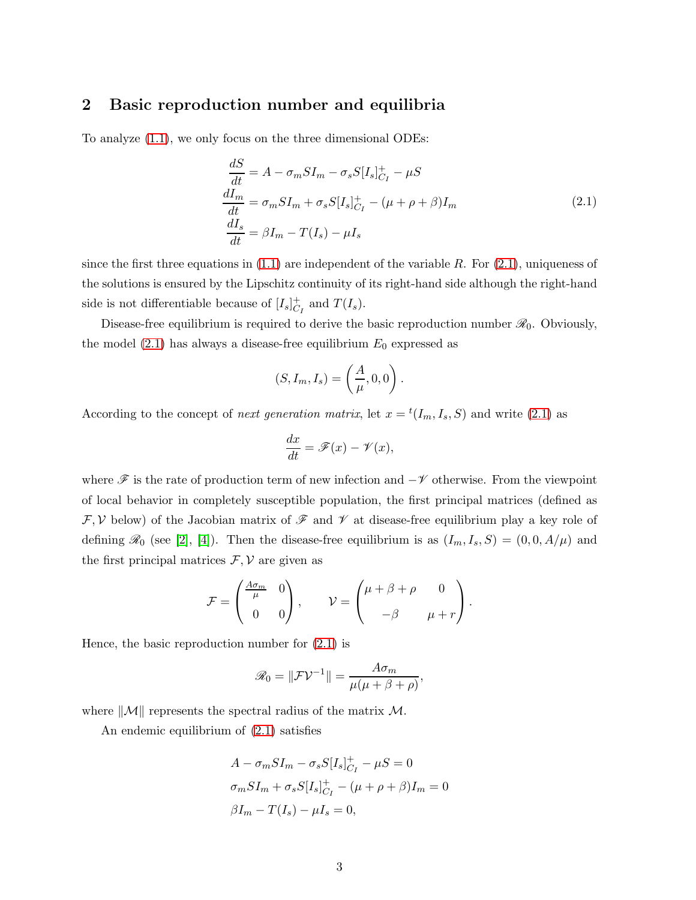## 2 Basic reproduction number and equilibria

To analyze (1.1), we only focus on the three dimensional ODEs:

$$
\begin{aligned}
\frac{dS}{dt} &= A - \sigma_m S I_m - \sigma_s S [I_s]^+_{C_I} - \mu S \\
\frac{dI_m}{dt} &= \sigma_m S I_m + \sigma_s S [I_s]^+_{C_I} - (\mu + \rho + \beta) I_m \\
\frac{dI_s}{dt} &= \beta I_m - T(I_s) - \mu I_s
\end{aligned}
\tag{2.1}
$$

since the first three equations in (1.1) are independent of the variable $R$. For (2.1), uniqueness of the solutions is ensured by the Lipschitz continuity of its right-hand side although the right-hand side is not differentiable because of $[I_s]^+_{C_I}$ and $T(I_s)$.

Disease-free equilibrium is required to derive the basic reproduction number $\mathscr{R}_0$. Obviously, the model (2.1) has always a disease-free equilibrium $E_0$ expressed as

$$
(S, I_m, I_s) = \left( \frac{A}{\mu}, 0, 0 \right).
$$

According to the concept of *next generation matrix*, let $x = {}^t(I_m, I_s, S)$ and write (2.1) as

$$
\frac{dx}{dt} = \mathscr{F}(x) - \mathscr{V}(x),
$$

where $\mathscr{F}$ is the rate of production term of new infection and $-\mathscr{V}$ otherwise. From the viewpoint of local behavior in completely susceptible population, the first principal matrices (defined as $\mathcal{F}, \mathcal{V}$ below) of the Jacobian matrix of $\mathscr{F}$ and $\mathscr{V}$ at disease-free equilibrium play a key role of defining $\mathscr{R}_0$ (see [2], [4]). Then the disease-free equilibrium is as $(I_m, I_s, S) = (0, 0, A/\mu)$ and the first principal matrices $\mathcal{F}, \mathcal{V}$ are given as

$$
\mathcal{F} = \begin{pmatrix} \frac{A\sigma_m}{\mu} & 0 \\ 0 & 0 \end{pmatrix}, \qquad \mathcal{V} = \begin{pmatrix} \mu + \beta + \rho & 0 \\ -\beta & \mu + r \end{pmatrix}.
$$

Hence, the basic reproduction number for (2.1) is

$$
\mathscr{R}_0 = \| \mathcal{F}\mathcal{V}^{-1} \| = \frac{A\sigma_m}{\mu(\mu + \beta + \rho)},
$$

where $\|\mathcal{M}\|$ represents the spectral radius of the matrix $\mathcal{M}$.

An endemic equilibrium of (2.1) satisfies

$$
\begin{aligned}
&A - \sigma_m S I_m - \sigma_s S [I_s]^+_{C_I} - \mu S = 0 \\
&\sigma_m S I_m + \sigma_s S [I_s]^+_{C_I} - (\mu + \rho + \beta) I_m = 0 \\
&\beta I_m - T(I_s) - \mu I_s = 0,
\end{aligned}
$$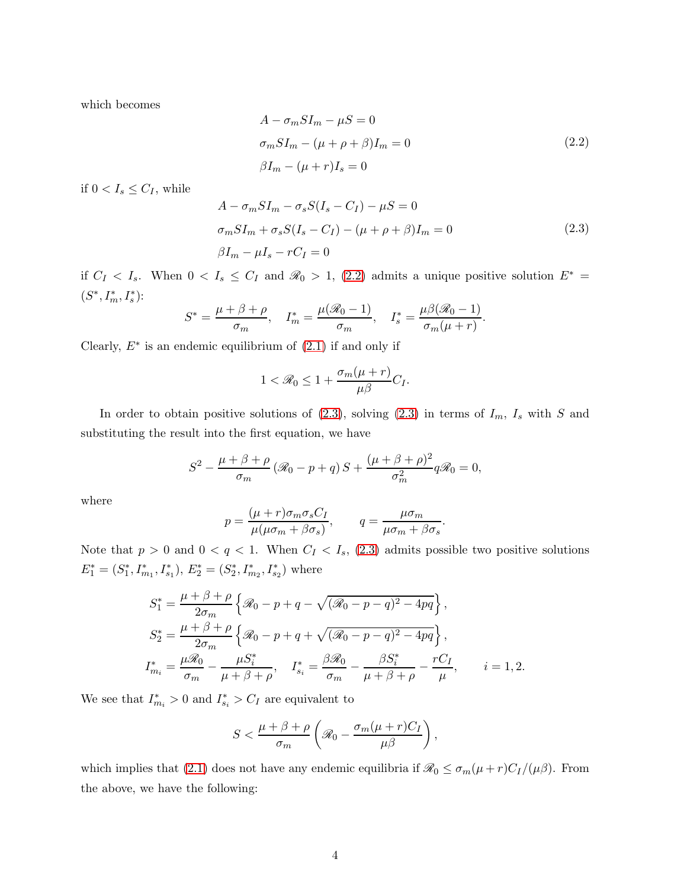which becomes

$$
\begin{aligned}
&A - \sigma_m S I_m - \mu S = 0 \\
&\sigma_m S I_m - (\mu + \rho + \beta) I_m = 0 \\
&\beta I_m - (\mu + r) I_s = 0
\end{aligned}
\tag{2.2}
$$

if $0 < I_s \leq C_I$, while

$$
\begin{aligned}
&A - \sigma_m S I_m - \sigma_s S (I_s - C_I) - \mu S = 0 \\
&\sigma_m S I_m + \sigma_s S (I_s - C_I) - (\mu + \rho + \beta) I_m = 0 \\
&\beta I_m - \mu I_s - r C_I = 0
\end{aligned}
\tag{2.3}
$$

if $C_I < I_s$. When $0 < I_s \leq C_I$ and $\mathscr{R}_0 > 1$, (2.2) admits a unique positive solution $E^* = (S^*, I_m^*, I_s^*)$:

$$
S^* = \frac{\mu + \beta + \rho}{\sigma_m}, \quad I_m^* = \frac{\mu(\mathscr{R}_0 - 1)}{\sigma_m}, \quad I_s^* = \frac{\mu\beta(\mathscr{R}_0 - 1)}{\sigma_m(\mu + r)}.
$$

Clearly, $E^*$ is an endemic equilibrium of (2.1) if and only if

$$
1 < \mathscr{R}_0 \leq 1 + \frac{\sigma_m(\mu + r)}{\mu\beta} C_I.
$$

In order to obtain positive solutions of (2.3), solving (2.3) in terms of $I_m$, $I_s$ with $S$ and substituting the result into the first equation, we have

$$
S^2 - \frac{\mu + \beta + \rho}{\sigma_m} \left( \mathscr{R}_0 - p + q \right) S + \frac{(\mu + \beta + \rho)^2}{\sigma_m^2} q \mathscr{R}_0 = 0,
$$

where

$$
p = \frac{(\mu + r)\sigma_m \sigma_s C_I}{\mu(\mu\sigma_m + \beta\sigma_s)}, \qquad q = \frac{\mu\sigma_m}{\mu\sigma_m + \beta\sigma_s}.
$$

Note that $p > 0$ and $0 < q < 1$. When $C_I < I_s$, (2.3) admits possible two positive solutions $E_1^* = (S_1^*, I_{m_1}^*, I_{s_1}^*)$, $E_2^* = (S_2^*, I_{m_2}^*, I_{s_2}^*)$ where

$$
\begin{aligned}
S_1^* &= \frac{\mu + \beta + \rho}{2\sigma_m} \left\{ \mathscr{R}_0 - p + q - \sqrt{(\mathscr{R}_0 - p - q)^2 - 4pq} \right\}, \\
S_2^* &= \frac{\mu + \beta + \rho}{2\sigma_m} \left\{ \mathscr{R}_0 - p + q + \sqrt{(\mathscr{R}_0 - p - q)^2 - 4pq} \right\}, \\
I_{m_i}^* &= \frac{\mu \mathscr{R}_0}{\sigma_m} - \frac{\mu S_i^*}{\mu + \beta + \rho}, \quad I_{s_i}^* = \frac{\beta \mathscr{R}_0}{\sigma_m} - \frac{\beta S_i^*}{\mu + \beta + \rho} - \frac{r C_I}{\mu}, \qquad i = 1, 2.
\end{aligned}
$$

We see that $I_{m_i}^* > 0$ and $I_{s_i}^* > C_I$ are equivalent to

$$
S < \frac{\mu + \beta + \rho}{\sigma_m} \left( \mathscr{R}_0 - \frac{\sigma_m(\mu + r) C_I}{\mu\beta} \right),
$$

which implies that (2.1) does not have any endemic equilibria if $\mathscr{R}_0 \leq \sigma_m(\mu + r)C_I/(\mu\beta)$. From the above, we have the following: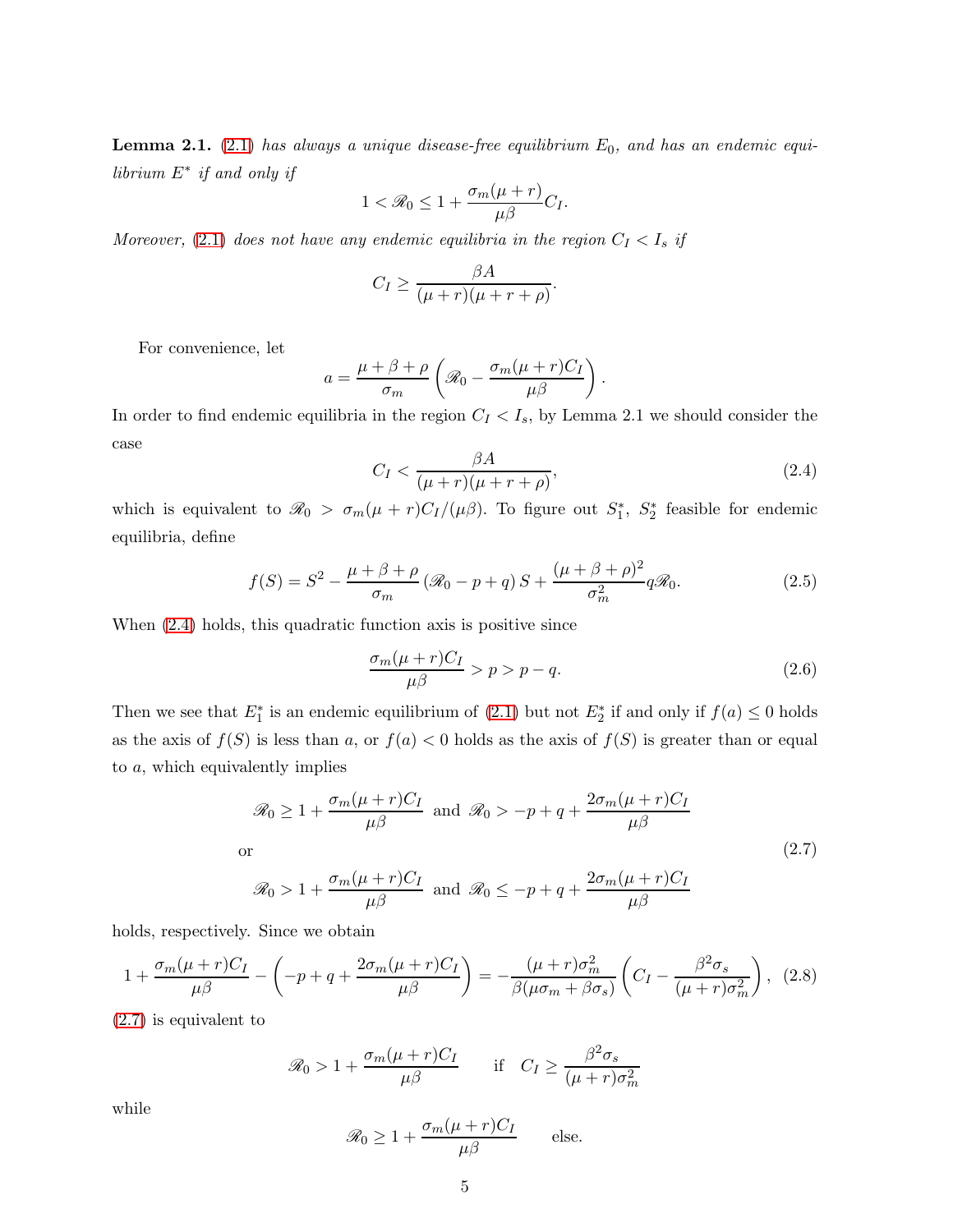**Lemma 2.1.** (2.1) *has always a unique disease-free equilibrium* $E_0$*, and has an endemic equilibrium* $E^*$ *if and only if*

$$1 < \mathscr{R}_0 \le 1 + \frac{\sigma_m(\mu + r)}{\mu\beta} C_I.$$

*Moreover,* (2.1) *does not have any endemic equilibria in the region* $C_I < I_s$ *if*

$$C_I \ge \frac{\beta A}{(\mu + r)(\mu + r + \rho)}.$$

For convenience, let

$$a = \frac{\mu + \beta + \rho}{\sigma_m}\left(\mathscr{R}_0 - \frac{\sigma_m(\mu + r)C_I}{\mu\beta}\right).$$

In order to find endemic equilibria in the region $C_I < I_s$, by Lemma 2.1 we should consider the case

$$C_I < \frac{\beta A}{(\mu + r)(\mu + r + \rho)}, \tag{2.4}$$

which is equivalent to $\mathscr{R}_0 > \sigma_m(\mu + r)C_I/(\mu\beta)$. To figure out $S_1^*$, $S_2^*$ feasible for endemic equilibria, define

$$f(S) = S^2 - \frac{\mu + \beta + \rho}{\sigma_m}\left(\mathscr{R}_0 - p + q\right) S + \frac{(\mu + \beta + \rho)^2}{\sigma_m^2} q \mathscr{R}_0. \tag{2.5}$$

When (2.4) holds, this quadratic function axis is positive since

$$\frac{\sigma_m(\mu + r)C_I}{\mu\beta} > p > p - q. \tag{2.6}$$

Then we see that $E_1^*$ is an endemic equilibrium of (2.1) but not $E_2^*$ if and only if $f(a) \le 0$ holds as the axis of $f(S)$ is less than $a$, or $f(a) < 0$ holds as the axis of $f(S)$ is greater than or equal to $a$, which equivalently implies

$$\begin{aligned}
&\mathscr{R}_0 \ge 1 + \frac{\sigma_m(\mu + r)C_I}{\mu\beta} \ \text{ and } \ \mathscr{R}_0 > -p + q + \frac{2\sigma_m(\mu + r)C_I}{\mu\beta} \\
&\text{or} \\
&\mathscr{R}_0 > 1 + \frac{\sigma_m(\mu + r)C_I}{\mu\beta} \ \text{ and } \ \mathscr{R}_0 \le -p + q + \frac{2\sigma_m(\mu + r)C_I}{\mu\beta}
\end{aligned} \tag{2.7}$$

holds, respectively. Since we obtain

$$1 + \frac{\sigma_m(\mu + r)C_I}{\mu\beta} - \left(-p + q + \frac{2\sigma_m(\mu + r)C_I}{\mu\beta}\right) = -\frac{(\mu + r)\sigma_m^2}{\beta(\mu\sigma_m + \beta\sigma_s)}\left(C_I - \frac{\beta^2\sigma_s}{(\mu + r)\sigma_m^2}\right), \tag{2.8}$$

(2.7) is equivalent to

$$\mathscr{R}_0 > 1 + \frac{\sigma_m(\mu + r)C_I}{\mu\beta} \qquad \text{if} \quad C_I \ge \frac{\beta^2\sigma_s}{(\mu + r)\sigma_m^2}$$

while

$$\mathscr{R}_0 \ge 1 + \frac{\sigma_m(\mu + r)C_I}{\mu\beta} \qquad \text{else.}$$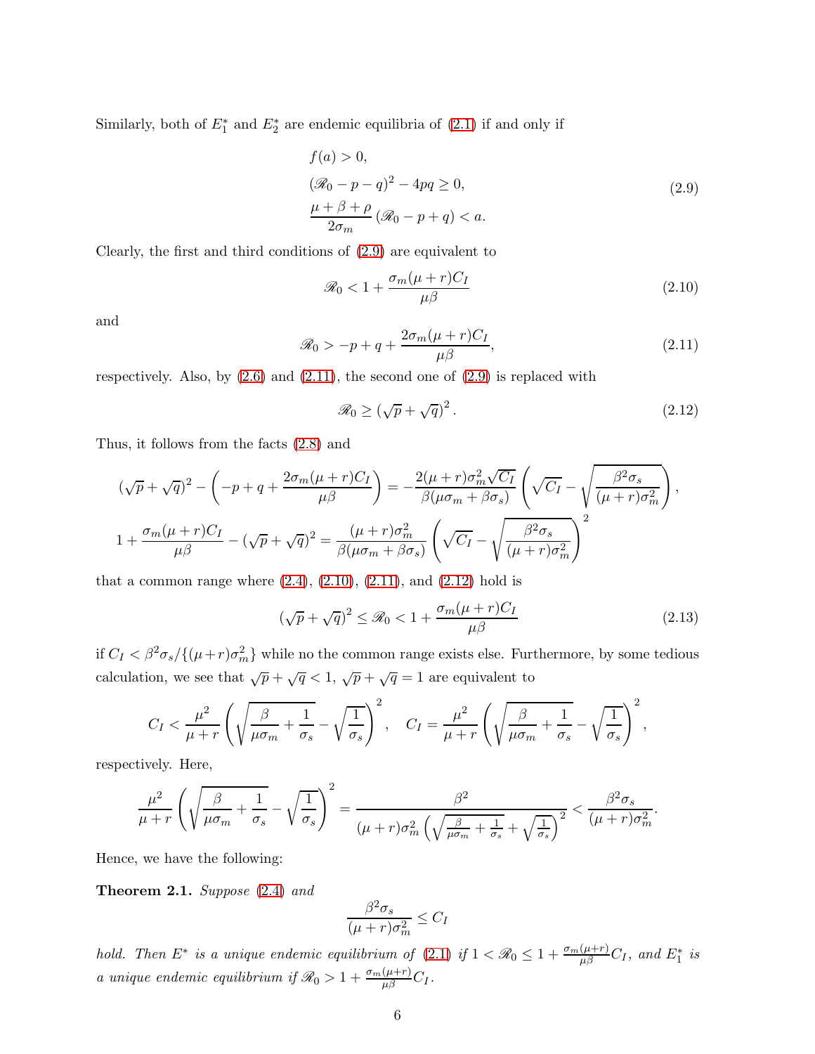Similarly, both of $E_1^*$ and $E_2^*$ are endemic equilibria of (2.1) if and only if

$$
\begin{aligned}
& f(a) > 0, \\
& (\mathscr{R}_0 - p - q)^2 - 4pq \geq 0, \\
& \frac{\mu + \beta + \rho}{2\sigma_m} (\mathscr{R}_0 - p + q) < a.
\end{aligned}
\tag{2.9}
$$

Clearly, the first and third conditions of (2.9) are equivalent to

$$
\mathscr{R}_0 < 1 + \frac{\sigma_m(\mu + r)C_I}{\mu\beta} \tag{2.10}
$$

and

$$
\mathscr{R}_0 > -p + q + \frac{2\sigma_m(\mu + r)C_I}{\mu\beta}, \tag{2.11}
$$

respectively. Also, by (2.6) and (2.11), the second one of (2.9) is replaced with

$$
\mathscr{R}_0 \geq \left(\sqrt{p} + \sqrt{q}\right)^2. \tag{2.12}
$$

Thus, it follows from the facts (2.8) and

$$
\left(\sqrt{p} + \sqrt{q}\right)^2 - \left(-p + q + \frac{2\sigma_m(\mu + r)C_I}{\mu\beta}\right) = -\frac{2(\mu + r)\sigma_m^2\sqrt{C_I}}{\beta(\mu\sigma_m + \beta\sigma_s)}\left(\sqrt{C_I} - \sqrt{\frac{\beta^2\sigma_s}{(\mu + r)\sigma_m^2}}\right),
$$

$$
1 + \frac{\sigma_m(\mu + r)C_I}{\mu\beta} - \left(\sqrt{p} + \sqrt{q}\right)^2 = \frac{(\mu + r)\sigma_m^2}{\beta(\mu\sigma_m + \beta\sigma_s)}\left(\sqrt{C_I} - \sqrt{\frac{\beta^2\sigma_s}{(\mu + r)\sigma_m^2}}\right)^2
$$

that a common range where (2.4), (2.10), (2.11), and (2.12) hold is

$$
\left(\sqrt{p} + \sqrt{q}\right)^2 \leq \mathscr{R}_0 < 1 + \frac{\sigma_m(\mu + r)C_I}{\mu\beta} \tag{2.13}
$$

if $C_I < \beta^2\sigma_s/\{(\mu + r)\sigma_m^2\}$ while no the common range exists else. Furthermore, by some tedious calculation, we see that $\sqrt{p} + \sqrt{q} < 1$, $\sqrt{p} + \sqrt{q} = 1$ are equivalent to

$$
C_I < \frac{\mu^2}{\mu + r}\left(\sqrt{\frac{\beta}{\mu\sigma_m} + \frac{1}{\sigma_s}} - \sqrt{\frac{1}{\sigma_s}}\right)^2, \quad C_I = \frac{\mu^2}{\mu + r}\left(\sqrt{\frac{\beta}{\mu\sigma_m} + \frac{1}{\sigma_s}} - \sqrt{\frac{1}{\sigma_s}}\right)^2,
$$

respectively. Here,

$$
\frac{\mu^2}{\mu + r}\left(\sqrt{\frac{\beta}{\mu\sigma_m} + \frac{1}{\sigma_s}} - \sqrt{\frac{1}{\sigma_s}}\right)^2 = \frac{\beta^2}{(\mu + r)\sigma_m^2\left(\sqrt{\frac{\beta}{\mu\sigma_m} + \frac{1}{\sigma_s}} + \sqrt{\frac{1}{\sigma_s}}\right)^2} < \frac{\beta^2\sigma_s}{(\mu + r)\sigma_m^2}.
$$

Hence, we have the following:

**Theorem 2.1.** *Suppose* (2.4) *and*

$$
\frac{\beta^2\sigma_s}{(\mu + r)\sigma_m^2} \leq C_I
$$

*hold. Then $E^*$ is a unique endemic equilibrium of* (2.1) *if $1 < \mathscr{R}_0 \leq 1 + \frac{\sigma_m(\mu + r)}{\mu\beta}C_I$, and $E_1^*$ is a unique endemic equilibrium if $\mathscr{R}_0 > 1 + \frac{\sigma_m(\mu + r)}{\mu\beta}C_I$.*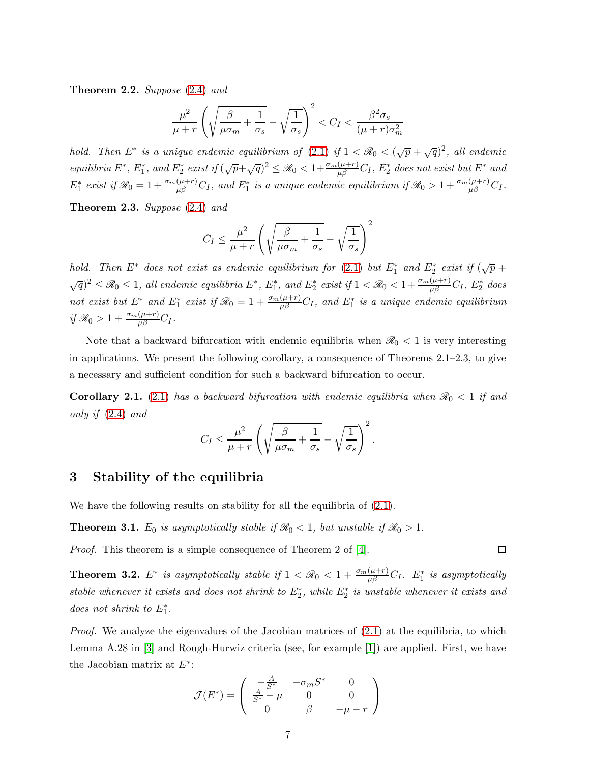**Theorem 2.2.** *Suppose* (2.4) *and*

$$\frac{\mu^2}{\mu+r}\left(\sqrt{\frac{\beta}{\mu\sigma_m}+\frac{1}{\sigma_s}}-\sqrt{\frac{1}{\sigma_s}}\right)^2 < C_I < \frac{\beta^2\sigma_s}{(\mu+r)\sigma_m^2}$$

*hold. Then $E^*$ is a unique endemic equilibrium of* (2.1) *if $1<\mathscr{R}_0<(\sqrt{p}+\sqrt{q})^2$, all endemic equilibria $E^*$, $E_1^*$, and $E_2^*$ exist if $(\sqrt{p}+\sqrt{q})^2\le\mathscr{R}_0<1+\frac{\sigma_m(\mu+r)}{\mu\beta}C_I$, $E_2^*$ does not exist but $E^*$ and $E_1^*$ exist if $\mathscr{R}_0=1+\frac{\sigma_m(\mu+r)}{\mu\beta}C_I$, and $E_1^*$ is a unique endemic equilibrium if $\mathscr{R}_0>1+\frac{\sigma_m(\mu+r)}{\mu\beta}C_I$.*

**Theorem 2.3.** *Suppose* (2.4) *and*

$$C_I \le \frac{\mu^2}{\mu+r}\left(\sqrt{\frac{\beta}{\mu\sigma_m}+\frac{1}{\sigma_s}}-\sqrt{\frac{1}{\sigma_s}}\right)^2$$

*hold. Then $E^*$ does not exist as endemic equilibrium for* (2.1) *but $E_1^*$ and $E_2^*$ exist if $(\sqrt{p}+\sqrt{q})^2\le\mathscr{R}_0\le 1$, all endemic equilibria $E^*$, $E_1^*$, and $E_2^*$ exist if $1<\mathscr{R}_0<1+\frac{\sigma_m(\mu+r)}{\mu\beta}C_I$, $E_2^*$ does not exist but $E^*$ and $E_1^*$ exist if $\mathscr{R}_0=1+\frac{\sigma_m(\mu+r)}{\mu\beta}C_I$, and $E_1^*$ is a unique endemic equilibrium if $\mathscr{R}_0>1+\frac{\sigma_m(\mu+r)}{\mu\beta}C_I$.*

Note that a backward bifurcation with endemic equilibria when $\mathscr{R}_0<1$ is very interesting in applications. We present the following corollary, a consequence of Theorems 2.1–2.3, to give a necessary and sufficient condition for such a backward bifurcation to occur.

**Corollary 2.1.** (2.1) *has a backward bifurcation with endemic equilibria when $\mathscr{R}_0<1$ if and only if* (2.4) *and*

$$C_I \le \frac{\mu^2}{\mu+r}\left(\sqrt{\frac{\beta}{\mu\sigma_m}+\frac{1}{\sigma_s}}-\sqrt{\frac{1}{\sigma_s}}\right)^2.$$

## 3 Stability of the equilibria

We have the following results on stability for all the equilibria of (2.1).

**Theorem 3.1.** *$E_0$ is asymptotically stable if $\mathscr{R}_0<1$, but unstable if $\mathscr{R}_0>1$.*

*Proof.* This theorem is a simple consequence of Theorem 2 of [4]. □

**Theorem 3.2.** *$E^*$ is asymptotically stable if $1<\mathscr{R}_0<1+\frac{\sigma_m(\mu+r)}{\mu\beta}C_I$. $E_1^*$ is asymptotically stable whenever it exists and does not shrink to $E_2^*$, while $E_2^*$ is unstable whenever it exists and does not shrink to $E_1^*$.*

*Proof.* We analyze the eigenvalues of the Jacobian matrices of (2.1) at the equilibria, to which Lemma A.28 in [3] and Rough-Hurwiz criteria (see, for example [1]) are applied. First, we have the Jacobian matrix at $E^*$:

$$\mathcal{J}(E^*)=\begin{pmatrix} -\frac{A}{S^*} & -\sigma_m S^* & 0 \\ \frac{A}{S^*}-\mu & 0 & 0 \\ 0 & \beta & -\mu-r \end{pmatrix}$$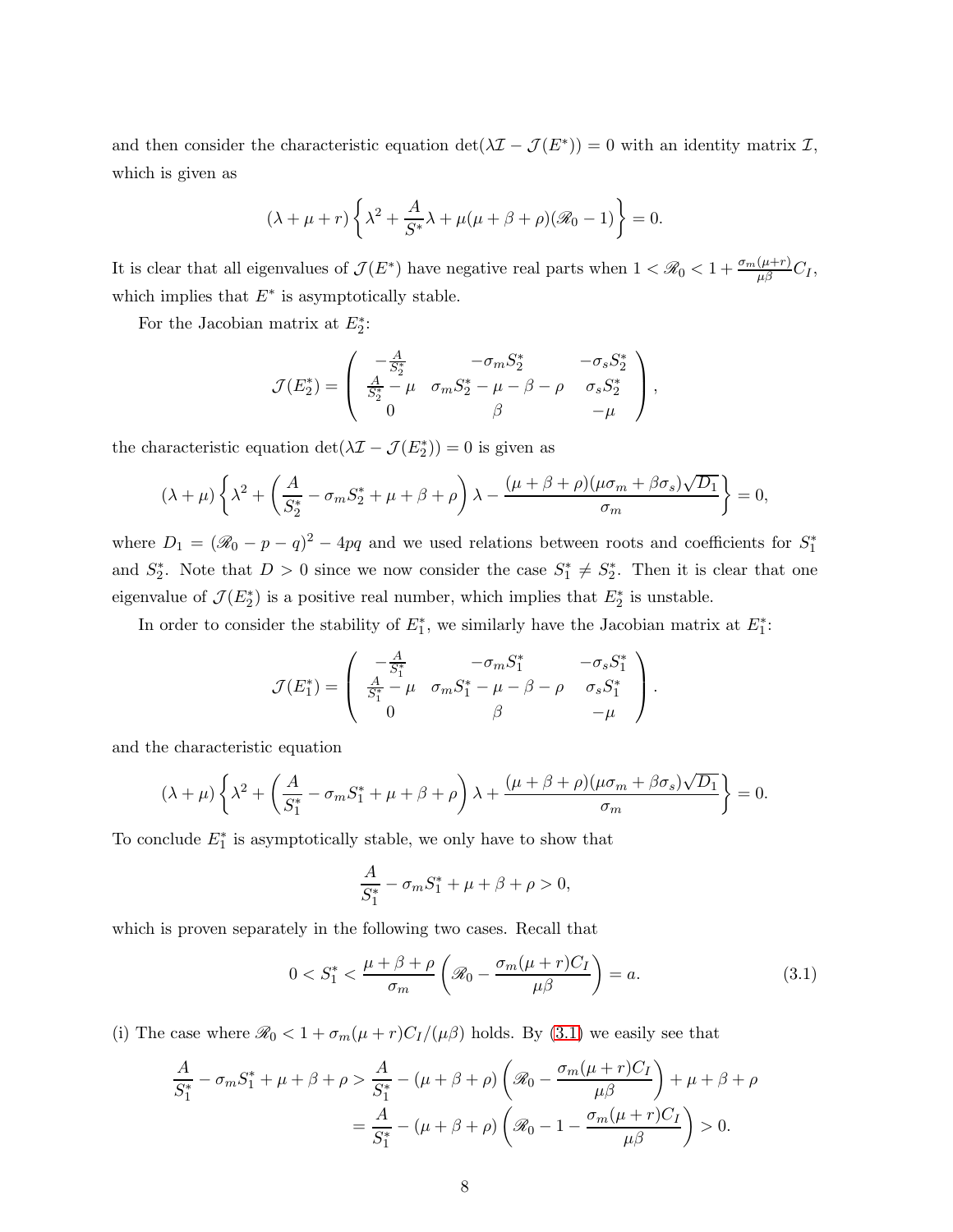and then consider the characteristic equation $\det(\lambda\mathcal{I} - \mathcal{J}(E^*)) = 0$ with an identity matrix $\mathcal{I}$, which is given as

$$(\lambda + \mu + r)\left\{\lambda^2 + \frac{A}{S^*}\lambda + \mu(\mu + \beta + \rho)(\mathscr{R}_0 - 1)\right\} = 0.$$

It is clear that all eigenvalues of $\mathcal{J}(E^*)$ have negative real parts when $1 < \mathscr{R}_0 < 1 + \frac{\sigma_m(\mu+r)}{\mu\beta}C_I$, which implies that $E^*$ is asymptotically stable.

For the Jacobian matrix at $E_2^*$:

$$\mathcal{J}(E_2^*) = \begin{pmatrix} -\frac{A}{S_2^*} & -\sigma_m S_2^* & -\sigma_s S_2^* \\ \frac{A}{S_2^*} - \mu & \sigma_m S_2^* - \mu - \beta - \rho & \sigma_s S_2^* \\ 0 & \beta & -\mu \end{pmatrix},$$

the characteristic equation $\det(\lambda\mathcal{I} - \mathcal{J}(E_2^*)) = 0$ is given as

$$(\lambda + \mu)\left\{\lambda^2 + \left(\frac{A}{S_2^*} - \sigma_m S_2^* + \mu + \beta + \rho\right)\lambda - \frac{(\mu + \beta + \rho)(\mu\sigma_m + \beta\sigma_s)\sqrt{D_1}}{\sigma_m}\right\} = 0,$$

where $D_1 = (\mathscr{R}_0 - p - q)^2 - 4pq$ and we used relations between roots and coefficients for $S_1^*$ and $S_2^*$. Note that $D > 0$ since we now consider the case $S_1^* \neq S_2^*$. Then it is clear that one eigenvalue of $\mathcal{J}(E_2^*)$ is a positive real number, which implies that $E_2^*$ is unstable.

In order to consider the stability of $E_1^*$, we similarly have the Jacobian matrix at $E_1^*$:

$$\mathcal{J}(E_1^*) = \begin{pmatrix} -\frac{A}{S_1^*} & -\sigma_m S_1^* & -\sigma_s S_1^* \\ \frac{A}{S_1^*} - \mu & \sigma_m S_1^* - \mu - \beta - \rho & \sigma_s S_1^* \\ 0 & \beta & -\mu \end{pmatrix}.$$

and the characteristic equation

$$(\lambda + \mu)\left\{\lambda^2 + \left(\frac{A}{S_1^*} - \sigma_m S_1^* + \mu + \beta + \rho\right)\lambda + \frac{(\mu + \beta + \rho)(\mu\sigma_m + \beta\sigma_s)\sqrt{D_1}}{\sigma_m}\right\} = 0.$$

To conclude $E_1^*$ is asymptotically stable, we only have to show that

$$\frac{A}{S_1^*} - \sigma_m S_1^* + \mu + \beta + \rho > 0,$$

which is proven separately in the following two cases. Recall that

$$0 < S_1^* < \frac{\mu + \beta + \rho}{\sigma_m}\left(\mathscr{R}_0 - \frac{\sigma_m(\mu + r)C_I}{\mu\beta}\right) = a. \tag{3.1}$$

(i) The case where $\mathscr{R}_0 < 1 + \sigma_m(\mu + r)C_I/(\mu\beta)$ holds. By (3.1) we easily see that

$$\begin{aligned}\frac{A}{S_1^*} - \sigma_m S_1^* + \mu + \beta + \rho &> \frac{A}{S_1^*} - (\mu + \beta + \rho)\left(\mathscr{R}_0 - \frac{\sigma_m(\mu + r)C_I}{\mu\beta}\right) + \mu + \beta + \rho \\ &= \frac{A}{S_1^*} - (\mu + \beta + \rho)\left(\mathscr{R}_0 - 1 - \frac{\sigma_m(\mu + r)C_I}{\mu\beta}\right) > 0.\end{aligned}$$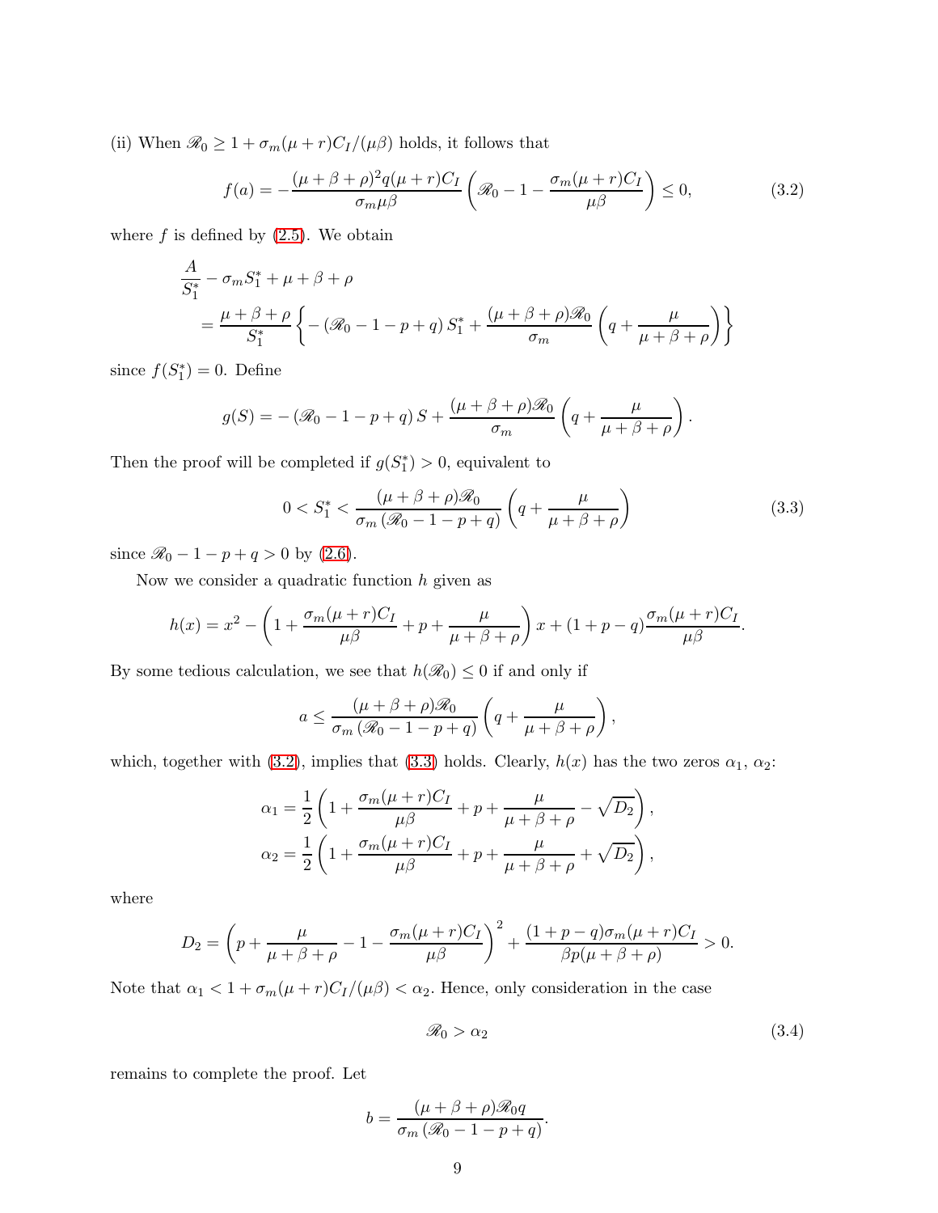(ii) When $\mathscr{R}_0 \geq 1 + \sigma_m(\mu + r)C_I/(\mu\beta)$ holds, it follows that

$$f(a) = -\frac{(\mu+\beta+\rho)^2 q(\mu+r)C_I}{\sigma_m \mu\beta}\left(\mathscr{R}_0 - 1 - \frac{\sigma_m(\mu+r)C_I}{\mu\beta}\right) \leq 0, \tag{3.2}$$

where $f$ is defined by (2.5). We obtain

$$\begin{aligned}
&\frac{A}{S_1^*} - \sigma_m S_1^* + \mu + \beta + \rho \\
&\quad = \frac{\mu+\beta+\rho}{S_1^*}\left\{-\left(\mathscr{R}_0 - 1 - p + q\right) S_1^* + \frac{(\mu+\beta+\rho)\mathscr{R}_0}{\sigma_m}\left(q + \frac{\mu}{\mu+\beta+\rho}\right)\right\}
\end{aligned}$$

since $f(S_1^*) = 0$. Define

$$g(S) = -\left(\mathscr{R}_0 - 1 - p + q\right) S + \frac{(\mu+\beta+\rho)\mathscr{R}_0}{\sigma_m}\left(q + \frac{\mu}{\mu+\beta+\rho}\right).$$

Then the proof will be completed if $g(S_1^*) > 0$, equivalent to

$$0 < S_1^* < \frac{(\mu+\beta+\rho)\mathscr{R}_0}{\sigma_m\left(\mathscr{R}_0 - 1 - p + q\right)}\left(q + \frac{\mu}{\mu+\beta+\rho}\right) \tag{3.3}$$

since $\mathscr{R}_0 - 1 - p + q > 0$ by (2.6).

Now we consider a quadratic function $h$ given as

$$h(x) = x^2 - \left(1 + \frac{\sigma_m(\mu+r)C_I}{\mu\beta} + p + \frac{\mu}{\mu+\beta+\rho}\right)x + (1+p-q)\frac{\sigma_m(\mu+r)C_I}{\mu\beta}.$$

By some tedious calculation, we see that $h(\mathscr{R}_0) \leq 0$ if and only if

$$a \leq \frac{(\mu+\beta+\rho)\mathscr{R}_0}{\sigma_m\left(\mathscr{R}_0 - 1 - p + q\right)}\left(q + \frac{\mu}{\mu+\beta+\rho}\right),$$

which, together with (3.2), implies that (3.3) holds. Clearly, $h(x)$ has the two zeros $\alpha_1$, $\alpha_2$:

$$\begin{aligned}
\alpha_1 &= \frac{1}{2}\left(1 + \frac{\sigma_m(\mu+r)C_I}{\mu\beta} + p + \frac{\mu}{\mu+\beta+\rho} - \sqrt{D_2}\right), \\
\alpha_2 &= \frac{1}{2}\left(1 + \frac{\sigma_m(\mu+r)C_I}{\mu\beta} + p + \frac{\mu}{\mu+\beta+\rho} + \sqrt{D_2}\right),
\end{aligned}$$

where

$$D_2 = \left(p + \frac{\mu}{\mu+\beta+\rho} - 1 - \frac{\sigma_m(\mu+r)C_I}{\mu\beta}\right)^2 + \frac{(1+p-q)\sigma_m(\mu+r)C_I}{\beta p(\mu+\beta+\rho)} > 0.$$

Note that $\alpha_1 < 1 + \sigma_m(\mu+r)C_I/(\mu\beta) < \alpha_2$. Hence, only consideration in the case

$$\mathscr{R}_0 > \alpha_2 \tag{3.4}$$

remains to complete the proof. Let

$$b = \frac{(\mu+\beta+\rho)\mathscr{R}_0 q}{\sigma_m\left(\mathscr{R}_0 - 1 - p + q\right)}.$$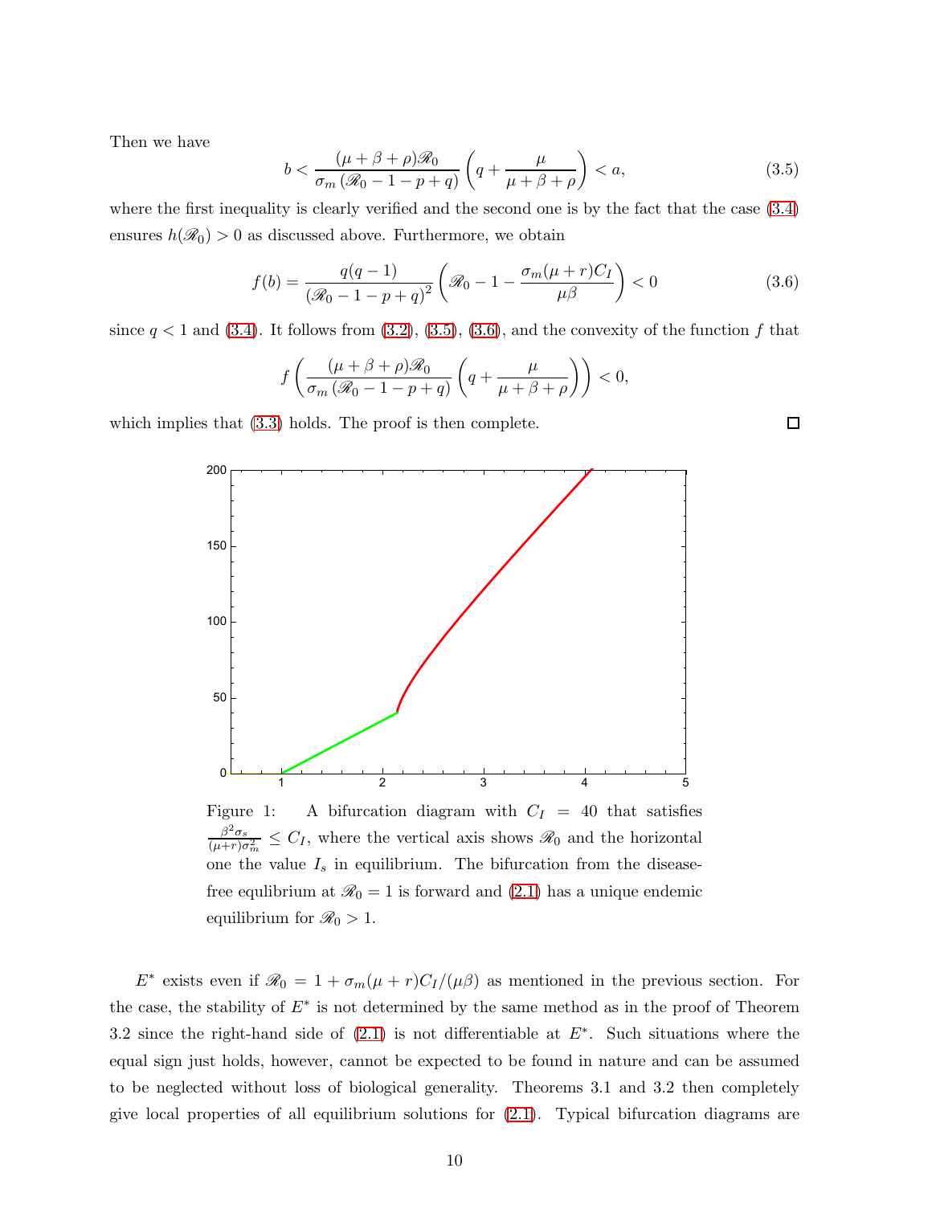Then we have

$$b < \frac{(\mu+\beta+\rho)\mathscr{R}_0}{\sigma_m\left(\mathscr{R}_0 - 1 - p + q\right)}\left(q + \frac{\mu}{\mu+\beta+\rho}\right) < a, \tag{3.5}$$

where the first inequality is clearly verified and the second one is by the fact that the case (3.4) ensures $h(\mathscr{R}_0) > 0$ as discussed above. Furthermore, we obtain

$$f(b) = \frac{q(q-1)}{\left(\mathscr{R}_0 - 1 - p + q\right)^2}\left(\mathscr{R}_0 - 1 - \frac{\sigma_m(\mu+r)C_I}{\mu\beta}\right) < 0 \tag{3.6}$$

since $q < 1$ and (3.4). It follows from (3.2), (3.5), (3.6), and the convexity of the function $f$ that

$$f\left(\frac{(\mu+\beta+\rho)\mathscr{R}_0}{\sigma_m\left(\mathscr{R}_0 - 1 - p + q\right)}\left(q + \frac{\mu}{\mu+\beta+\rho}\right)\right) < 0,$$

which implies that (3.3) holds. The proof is then complete. □

Figure 1: A bifurcation diagram with $C_I = 40$ that satisfies $\frac{\beta^2\sigma_s}{(\mu+r)\sigma_m^2} \leq C_I$, where the vertical axis shows $\mathscr{R}_0$ and the horizontal one the value $I_s$ in equilibrium. The bifurcation from the disease-free equlibrium at $\mathscr{R}_0 = 1$ is forward and (2.1) has a unique endemic equilibrium for $\mathscr{R}_0 > 1$.

$E^*$ exists even if $\mathscr{R}_0 = 1 + \sigma_m(\mu+r)C_I/(\mu\beta)$ as mentioned in the previous section. For the case, the stability of $E^*$ is not determined by the same method as in the proof of Theorem 3.2 since the right-hand side of (2.1) is not differentiable at $E^*$. Such situations where the equal sign just holds, however, cannot be expected to be found in nature and can be assumed to be neglected without loss of biological generality. Theorems 3.1 and 3.2 then completely give local properties of all equilibrium solutions for (2.1). Typical bifurcation diagrams are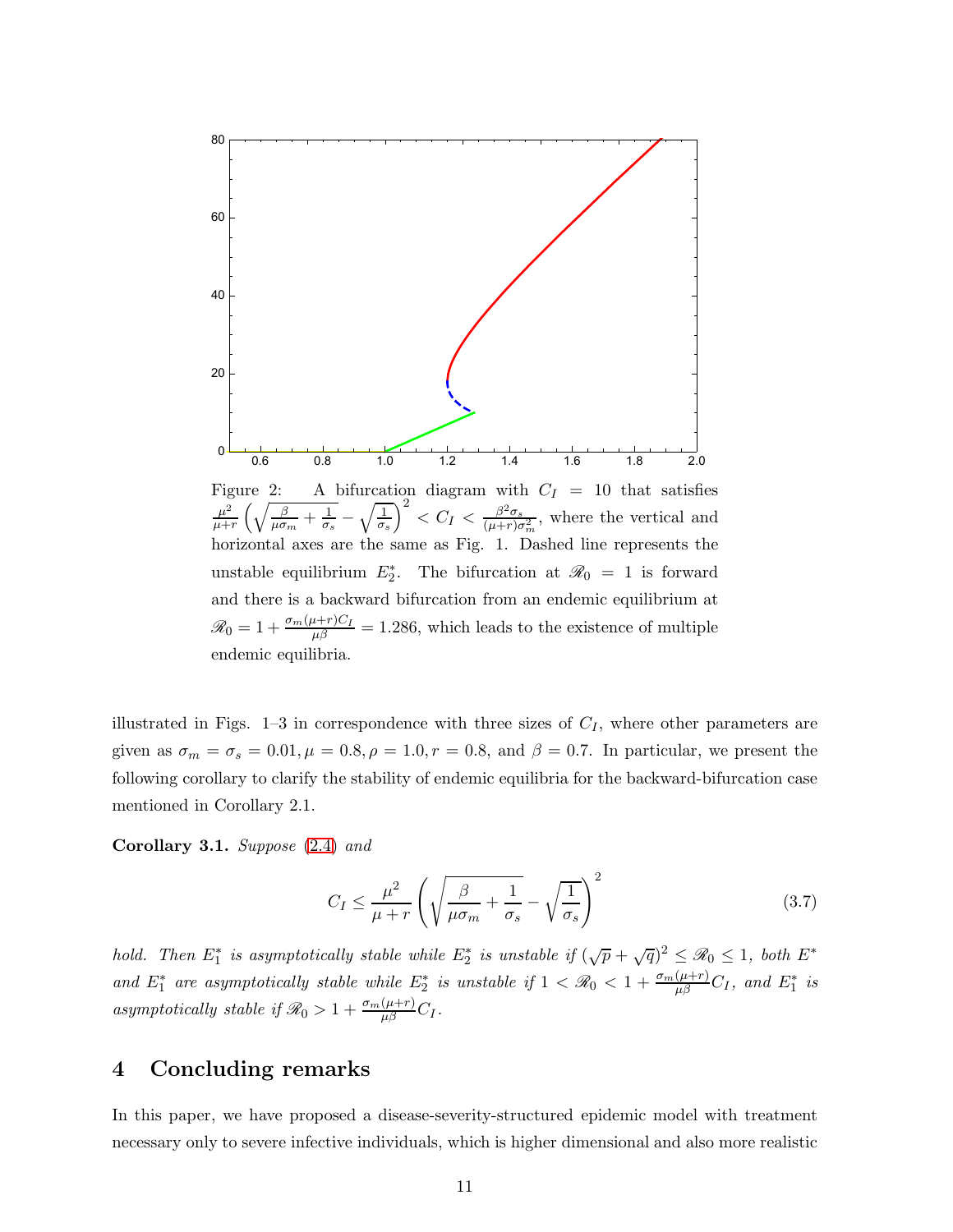Figure 2: A bifurcation diagram with $C_I = 10$ that satisfies $\frac{\mu^2}{\mu+r}\left(\sqrt{\frac{\beta}{\mu\sigma_m}+\frac{1}{\sigma_s}}-\sqrt{\frac{1}{\sigma_s}}\right)^2 < C_I < \frac{\beta^2\sigma_s}{(\mu+r)\sigma_m^2}$, where the vertical and horizontal axes are the same as Fig. 1. Dashed line represents the unstable equilibrium $E_2^*$. The bifurcation at $\mathscr{R}_0 = 1$ is forward and there is a backward bifurcation from an endemic equilibrium at $\mathscr{R}_0 = 1 + \frac{\sigma_m(\mu+r)C_I}{\mu\beta} = 1.286$, which leads to the existence of multiple endemic equilibria.

illustrated in Figs. 1–3 in correspondence with three sizes of $C_I$, where other parameters are given as $\sigma_m = \sigma_s = 0.01, \mu = 0.8, \rho = 1.0, r = 0.8$, and $\beta = 0.7$. In particular, we present the following corollary to clarify the stability of endemic equilibria for the backward-bifurcation case mentioned in Corollary 2.1.

**Corollary 3.1.** *Suppose* (2.4) *and*

$$C_I \leq \frac{\mu^2}{\mu+r}\left(\sqrt{\frac{\beta}{\mu\sigma_m}+\frac{1}{\sigma_s}}-\sqrt{\frac{1}{\sigma_s}}\right)^2 \tag{3.7}$$

*hold. Then $E_1^*$ is asymptotically stable while $E_2^*$ is unstable if $(\sqrt{p}+\sqrt{q})^2 \leq \mathscr{R}_0 \leq 1$, both $E^*$ and $E_1^*$ are asymptotically stable while $E_2^*$ is unstable if $1 < \mathscr{R}_0 < 1 + \frac{\sigma_m(\mu+r)}{\mu\beta}C_I$, and $E_1^*$ is asymptotically stable if $\mathscr{R}_0 > 1 + \frac{\sigma_m(\mu+r)}{\mu\beta}C_I$.*

# 4 Concluding remarks

In this paper, we have proposed a disease-severity-structured epidemic model with treatment necessary only to severe infective individuals, which is higher dimensional and also more realistic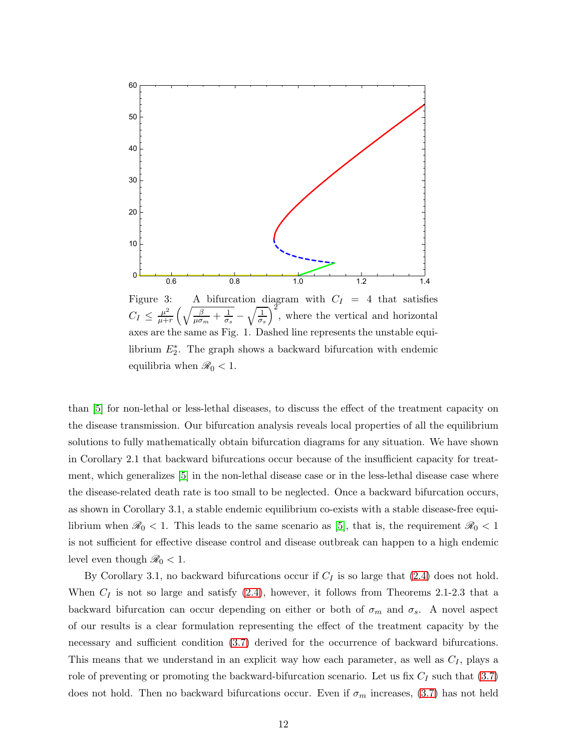Figure 3: A bifurcation diagram with $C_I = 4$ that satisfies $C_I \leq \frac{\mu^2}{\mu+r}\left(\sqrt{\frac{\beta}{\mu\sigma_m}+\frac{1}{\sigma_s}}-\sqrt{\frac{1}{\sigma_s}}\right)^2$, where the vertical and horizontal axes are the same as Fig. 1. Dashed line represents the unstable equilibrium $E_2^*$. The graph shows a backward bifurcation with endemic equilibria when $\mathscr{R}_0 < 1$.

than [5] for non-lethal or less-lethal diseases, to discuss the effect of the treatment capacity on the disease transmission. Our bifurcation analysis reveals local properties of all the equilibrium solutions to fully mathematically obtain bifurcation diagrams for any situation. We have shown in Corollary 2.1 that backward bifurcations occur because of the insufficient capacity for treatment, which generalizes [5] in the non-lethal disease case or in the less-lethal disease case where the disease-related death rate is too small to be neglected. Once a backward bifurcation occurs, as shown in Corollary 3.1, a stable endemic equilibrium co-exists with a stable disease-free equilibrium when $\mathscr{R}_0 < 1$. This leads to the same scenario as [5], that is, the requirement $\mathscr{R}_0 < 1$ is not sufficient for effective disease control and disease outbreak can happen to a high endemic level even though $\mathscr{R}_0 < 1$.

By Corollary 3.1, no backward bifurcations occur if $C_I$ is so large that (2.4) does not hold. When $C_I$ is not so large and satisfy (2.4), however, it follows from Theorems 2.1-2.3 that a backward bifurcation can occur depending on either or both of $\sigma_m$ and $\sigma_s$. A novel aspect of our results is a clear formulation representing the effect of the treatment capacity by the necessary and sufficient condition (3.7) derived for the occurrence of backward bifurcations. This means that we understand in an explicit way how each parameter, as well as $C_I$, plays a role of preventing or promoting the backward-bifurcation scenario. Let us fix $C_I$ such that (3.7) does not hold. Then no backward bifurcations occur. Even if $\sigma_m$ increases, (3.7) has not held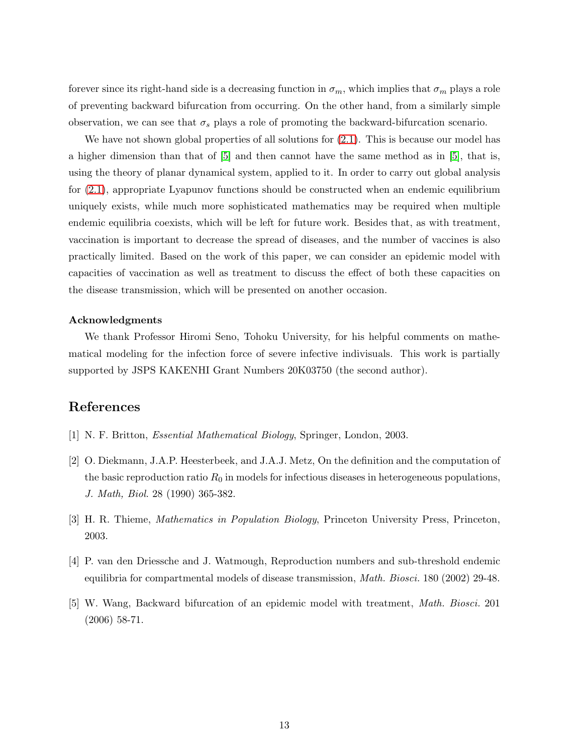forever since its right-hand side is a decreasing function in $\sigma_m$, which implies that $\sigma_m$ plays a role of preventing backward bifurcation from occurring. On the other hand, from a similarly simple observation, we can see that $\sigma_s$ plays a role of promoting the backward-bifurcation scenario.

We have not shown global properties of all solutions for (2.1). This is because our model has a higher dimension than that of [5] and then cannot have the same method as in [5], that is, using the theory of planar dynamical system, applied to it. In order to carry out global analysis for (2.1), appropriate Lyapunov functions should be constructed when an endemic equilibrium uniquely exists, while much more sophisticated mathematics may be required when multiple endemic equilibria coexists, which will be left for future work. Besides that, as with treatment, vaccination is important to decrease the spread of diseases, and the number of vaccines is also practically limited. Based on the work of this paper, we can consider an epidemic model with capacities of vaccination as well as treatment to discuss the effect of both these capacities on the disease transmission, which will be presented on another occasion.

#### Acknowledgments

We thank Professor Hiromi Seno, Tohoku University, for his helpful comments on mathematical modeling for the infection force of severe infective indivisuals. This work is partially supported by JSPS KAKENHI Grant Numbers 20K03750 (the second author).

## References

[1] N. F. Britton, *Essential Mathematical Biology*, Springer, London, 2003.

[2] O. Diekmann, J.A.P. Heesterbeek, and J.A.J. Metz, On the definition and the computation of the basic reproduction ratio $R_0$ in models for infectious diseases in heterogeneous populations, *J. Math, Biol.* 28 (1990) 365-382.

[3] H. R. Thieme, *Mathematics in Population Biology*, Princeton University Press, Princeton, 2003.

[4] P. van den Driessche and J. Watmough, Reproduction numbers and sub-threshold endemic equilibria for compartmental models of disease transmission, *Math. Biosci.* 180 (2002) 29-48.

[5] W. Wang, Backward bifurcation of an epidemic model with treatment, *Math. Biosci.* 201 (2006) 58-71.